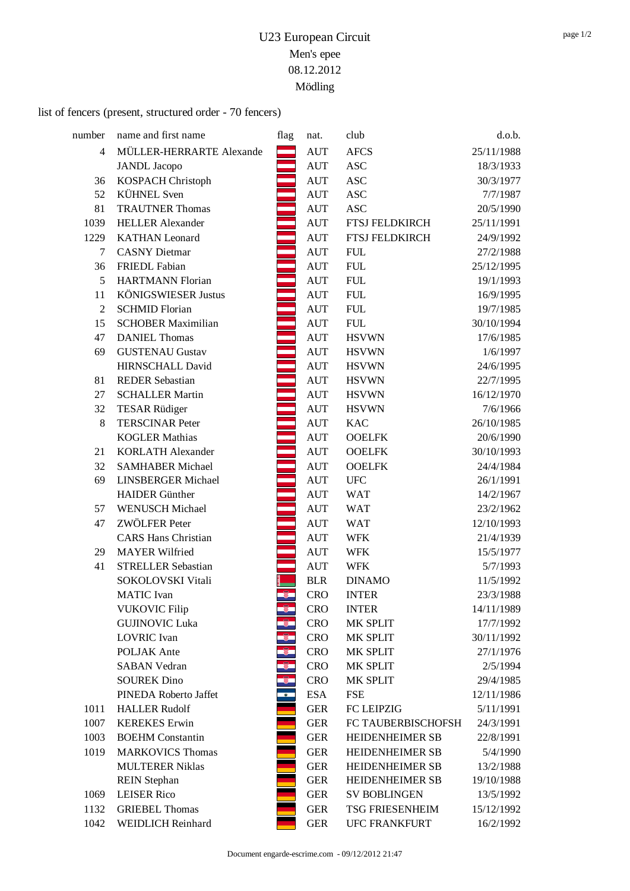# U23 European Circuit

Men's epee

08.12.2012

Mödling

list of fencers (present, structured order - 70 fencers)

| number | name and first name | flag | nat. | club | d.o.b. |
|---|---|---|---|---|---|
| 4 | MÜLLER-HERRARTE Alexande | | AUT | AFCS | 25/11/1988 |
| | JANDL Jacopo | | AUT | ASC | 18/3/1933 |
| 36 | KOSPACH Christoph | | AUT | ASC | 30/3/1977 |
| 52 | KÜHNEL Sven | | AUT | ASC | 7/7/1987 |
| 81 | TRAUTNER Thomas | | AUT | ASC | 20/5/1990 |
| 1039 | HELLER Alexander | | AUT | FTSJ FELDKIRCH | 25/11/1991 |
| 1229 | KATHAN Leonard | | AUT | FTSJ FELDKIRCH | 24/9/1992 |
| 7 | CASNY Dietmar | | AUT | FUL | 27/2/1988 |
| 36 | FRIEDL Fabian | | AUT | FUL | 25/12/1995 |
| 5 | HARTMANN Florian | | AUT | FUL | 19/1/1993 |
| 11 | KÖNIGSWIESER Justus | | AUT | FUL | 16/9/1995 |
| 2 | SCHMID Florian | | AUT | FUL | 19/7/1985 |
| 15 | SCHOBER Maximilian | | AUT | FUL | 30/10/1994 |
| 47 | DANIEL Thomas | | AUT | HSVWN | 17/6/1985 |
| 69 | GUSTENAU Gustav | | AUT | HSVWN | 1/6/1997 |
| | HIRNSCHALL David | | AUT | HSVWN | 24/6/1995 |
| 81 | REDER Sebastian | | AUT | HSVWN | 22/7/1995 |
| 27 | SCHALLER Martin | | AUT | HSVWN | 16/12/1970 |
| 32 | TESAR Rüdiger | | AUT | HSVWN | 7/6/1966 |
| 8 | TERSCINAR Peter | | AUT | KAC | 26/10/1985 |
| | KOGLER Mathias | | AUT | OOELFK | 20/6/1990 |
| 21 | KORLATH Alexander | | AUT | OOELFK | 30/10/1993 |
| 32 | SAMHABER Michael | | AUT | OOELFK | 24/4/1984 |
| 69 | LINSBERGER Michael | | AUT | UFC | 26/1/1991 |
| | HAIDER Günther | | AUT | WAT | 14/2/1967 |
| 57 | WENUSCH Michael | | AUT | WAT | 23/2/1962 |
| 47 | ZWÖLFER Peter | | AUT | WAT | 12/10/1993 |
| | CARS Hans Christian | | AUT | WFK | 21/4/1939 |
| 29 | MAYER Wilfried | | AUT | WFK | 15/5/1977 |
| 41 | STRELLER Sebastian | | AUT | WFK | 5/7/1993 |
| | SOKOLOVSKI Vitali | | BLR | DINAMO | 11/5/1992 |
| | MATIC Ivan | | CRO | INTER | 23/3/1988 |
| | VUKOVIC Filip | | CRO | INTER | 14/11/1989 |
| | GUJINOVIC Luka | | CRO | MK SPLIT | 17/7/1992 |
| | LOVRIC Ivan | | CRO | MK SPLIT | 30/11/1992 |
| | POLJAK Ante | | CRO | MK SPLIT | 27/1/1976 |
| | SABAN Vedran | | CRO | MK SPLIT | 2/5/1994 |
| | SOUREK Dino | | CRO | MK SPLIT | 29/4/1985 |
| | PINEDA Roberto Jaffet | | ESA | FSE | 12/11/1986 |
| 1011 | HALLER Rudolf | | GER | FC LEIPZIG | 5/11/1991 |
| 1007 | KEREKES Erwin | | GER | FC TAUBERBISCHOFSH | 24/3/1991 |
| 1003 | BOEHM Constantin | | GER | HEIDENHEIMER SB | 22/8/1991 |
| 1019 | MARKOVICS Thomas | | GER | HEIDENHEIMER SB | 5/4/1990 |
| | MULTERER Niklas | | GER | HEIDENHEIMER SB | 13/2/1988 |
| | REIN Stephan | | GER | HEIDENHEIMER SB | 19/10/1988 |
| 1069 | LEISER Rico | | GER | SV BOBLINGEN | 13/5/1992 |
| 1132 | GRIEBEL Thomas | | GER | TSG FRIESENHEIM | 15/12/1992 |
| 1042 | WEIDLICH Reinhard | | GER | UFC FRANKFURT | 16/2/1992 |

Document engarde-escrime.com - 09/12/2012 21:47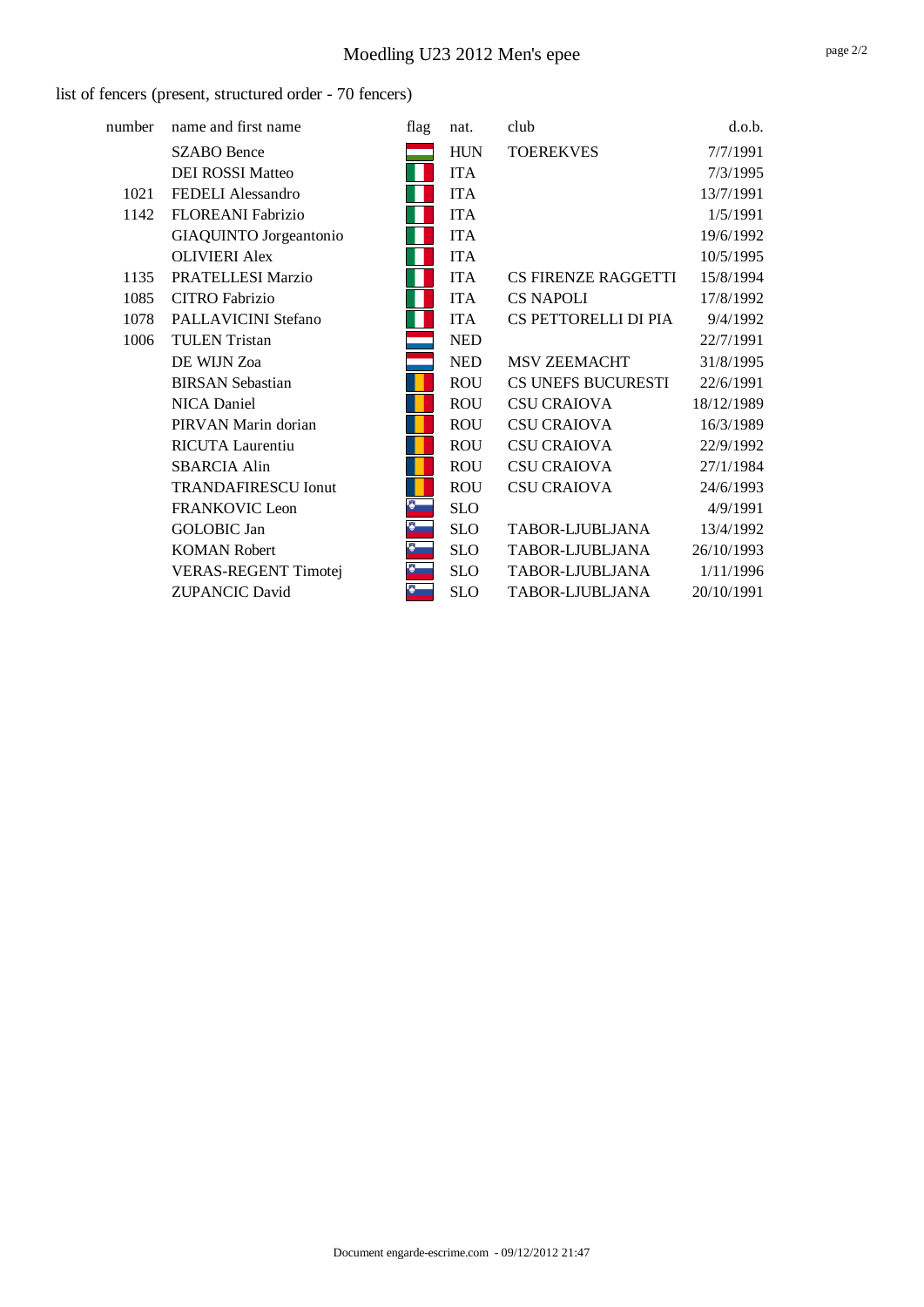# Moedling U23 2012 Men's epee

list of fencers (present, structured order - 70 fencers)

| number | name and first name | flag | nat. | club | d.o.b. |
|---|---|---|---|---|---|
| | SZABO Bence | | HUN | TOEREKVES | 7/7/1991 |
| | DEI ROSSI Matteo | | ITA | | 7/3/1995 |
| 1021 | FEDELI Alessandro | | ITA | | 13/7/1991 |
| 1142 | FLOREANI Fabrizio | | ITA | | 1/5/1991 |
| | GIAQUINTO Jorgeantonio | | ITA | | 19/6/1992 |
| | OLIVIERI Alex | | ITA | | 10/5/1995 |
| 1135 | PRATELLESI Marzio | | ITA | CS FIRENZE RAGGETTI | 15/8/1994 |
| 1085 | CITRO Fabrizio | | ITA | CS NAPOLI | 17/8/1992 |
| 1078 | PALLAVICINI Stefano | | ITA | CS PETTORELLI DI PIA | 9/4/1992 |
| 1006 | TULEN Tristan | | NED | | 22/7/1991 |
| | DE WIJN Zoa | | NED | MSV ZEEMACHT | 31/8/1995 |
| | BIRSAN Sebastian | | ROU | CS UNEFS BUCURESTI | 22/6/1991 |
| | NICA Daniel | | ROU | CSU CRAIOVA | 18/12/1989 |
| | PIRVAN Marin dorian | | ROU | CSU CRAIOVA | 16/3/1989 |
| | RICUTA Laurentiu | | ROU | CSU CRAIOVA | 22/9/1992 |
| | SBARCIA Alin | | ROU | CSU CRAIOVA | 27/1/1984 |
| | TRANDAFIRESCU Ionut | | ROU | CSU CRAIOVA | 24/6/1993 |
| | FRANKOVIC Leon | | SLO | | 4/9/1991 |
| | GOLOBIC Jan | | SLO | TABOR-LJUBLJANA | 13/4/1992 |
| | KOMAN Robert | | SLO | TABOR-LJUBLJANA | 26/10/1993 |
| | VERAS-REGENT Timotej | | SLO | TABOR-LJUBLJANA | 1/11/1996 |
| | ZUPANCIC David | | SLO | TABOR-LJUBLJANA | 20/10/1991 |

Document engarde-escrime.com - 09/12/2012 21:47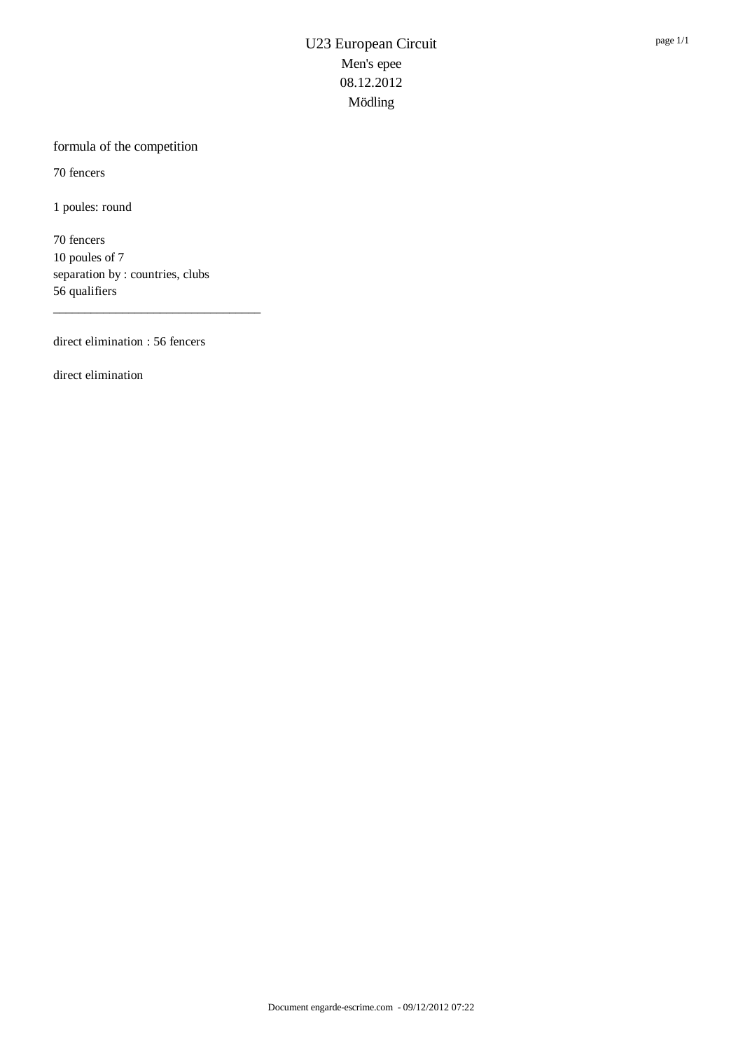# U23 European Circuit

Men's epee

08.12.2012

Mödling

## formula of the competition

70 fencers

1 poules: round

70 fencers
10 poules of 7
separation by : countries, clubs
56 qualifiers

---

direct elimination : 56 fencers

direct elimination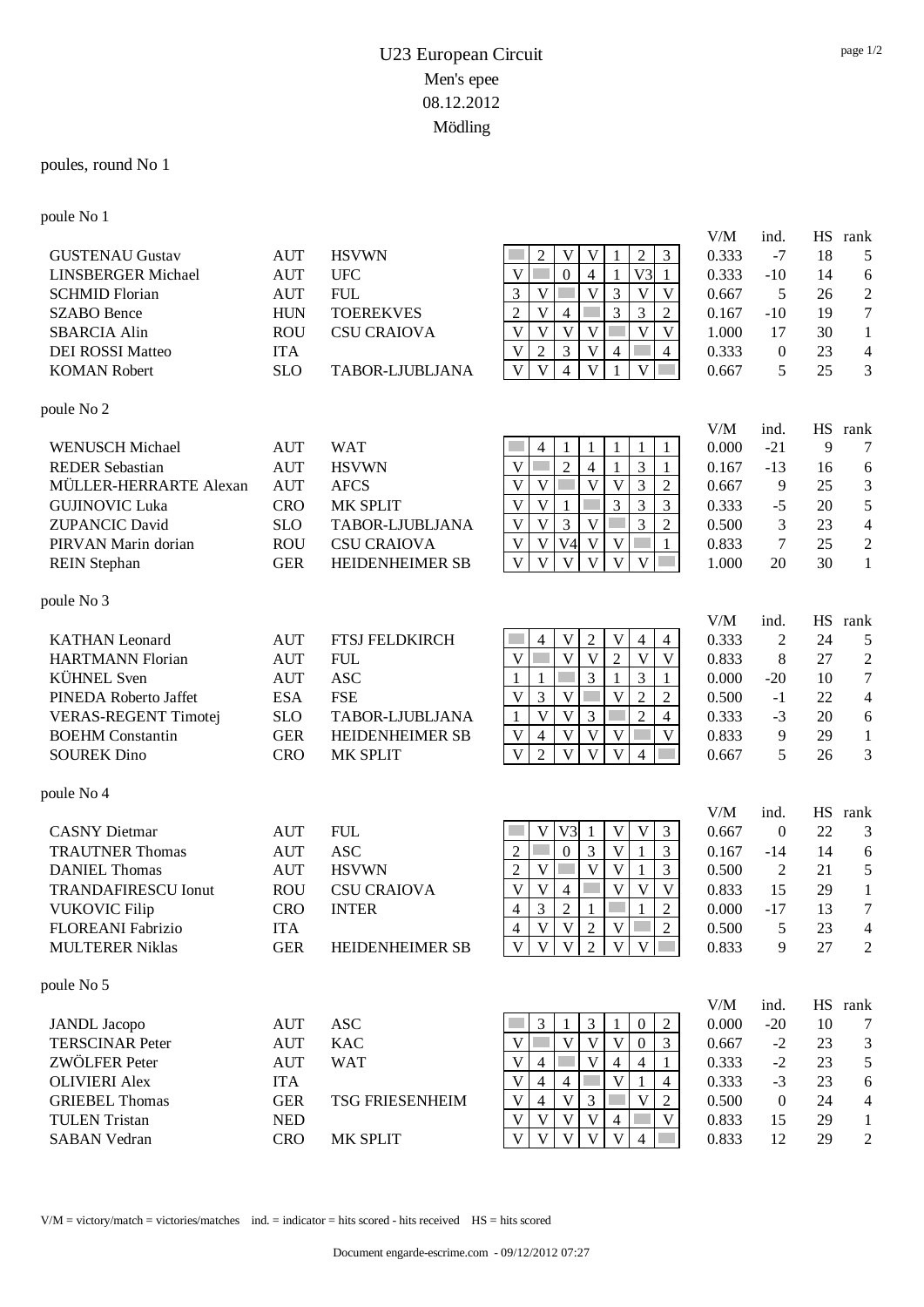# U23 European Circuit

## Men's epee

## 08.12.2012

## Mödling

poules, round No 1

### poule No 1

| Name | Nat | Club | 1 | 2 | 3 | 4 | 5 | 6 | 7 | V/M | ind. | HS | rank |
|---|---|---|---|---|---|---|---|---|---|---|---|---|---|
| GUSTENAU Gustav | AUT | HSVWN | | 2 | V | V | 1 | 2 | 3 | 0.333 | -7 | 18 | 5 |
| LINSBERGER Michael | AUT | UFC | V | | 0 | 4 | 1 | V3 | 1 | 0.333 | -10 | 14 | 6 |
| SCHMID Florian | AUT | FUL | 3 | V | | V | 3 | V | V | 0.667 | 5 | 26 | 2 |
| SZABO Bence | HUN | TOEREKVES | 2 | V | 4 | | 3 | 3 | 2 | 0.167 | -10 | 19 | 7 |
| SBARCIA Alin | ROU | CSU CRAIOVA | V | V | V | V | | V | V | 1.000 | 17 | 30 | 1 |
| DEI ROSSI Matteo | ITA | | V | 2 | 3 | V | 4 | | 4 | 0.333 | 0 | 23 | 4 |
| KOMAN Robert | SLO | TABOR-LJUBLJANA | V | V | 4 | V | 1 | V | | 0.667 | 5 | 25 | 3 |

### poule No 2

| Name | Nat | Club | 1 | 2 | 3 | 4 | 5 | 6 | 7 | V/M | ind. | HS | rank |
|---|---|---|---|---|---|---|---|---|---|---|---|---|---|
| WENUSCH Michael | AUT | WAT | | 4 | 1 | 1 | 1 | 1 | 1 | 0.000 | -21 | 9 | 7 |
| REDER Sebastian | AUT | HSVWN | V | | 2 | 4 | 1 | 3 | 1 | 0.167 | -13 | 16 | 6 |
| MÜLLER-HERRARTE Alexan | AUT | AFCS | V | V | | V | V | 3 | 2 | 0.667 | 9 | 25 | 3 |
| GUJINOVIC Luka | CRO | MK SPLIT | V | V | 1 | | 3 | 3 | 3 | 0.333 | -5 | 20 | 5 |
| ZUPANCIC David | SLO | TABOR-LJUBLJANA | V | V | 3 | V | | 3 | 2 | 0.500 | 3 | 23 | 4 |
| PIRVAN Marin dorian | ROU | CSU CRAIOVA | V | V | V4 | V | V | | 1 | 0.833 | 7 | 25 | 2 |
| REIN Stephan | GER | HEIDENHEIMER SB | V | V | V | V | V | V | | 1.000 | 20 | 30 | 1 |

### poule No 3

| Name | Nat | Club | 1 | 2 | 3 | 4 | 5 | 6 | 7 | V/M | ind. | HS | rank |
|---|---|---|---|---|---|---|---|---|---|---|---|---|---|
| KATHAN Leonard | AUT | FTSJ FELDKIRCH | | 4 | V | 2 | V | 4 | 4 | 0.333 | 2 | 24 | 5 |
| HARTMANN Florian | AUT | FUL | V | | V | V | 2 | V | V | 0.833 | 8 | 27 | 2 |
| KÜHNEL Sven | AUT | ASC | 1 | 1 | | 3 | 1 | 3 | 1 | 0.000 | -20 | 10 | 7 |
| PINEDA Roberto Jaffet | ESA | FSE | V | 3 | V | | V | 2 | 2 | 0.500 | -1 | 22 | 4 |
| VERAS-REGENT Timotej | SLO | TABOR-LJUBLJANA | 1 | V | V | 3 | | 2 | 4 | 0.333 | -3 | 20 | 6 |
| BOEHM Constantin | GER | HEIDENHEIMER SB | V | 4 | V | V | V | | V | 0.833 | 9 | 29 | 1 |
| SOUREK Dino | CRO | MK SPLIT | V | 2 | V | V | V | 4 | | 0.667 | 5 | 26 | 3 |

### poule No 4

| Name | Nat | Club | 1 | 2 | 3 | 4 | 5 | 6 | 7 | V/M | ind. | HS | rank |
|---|---|---|---|---|---|---|---|---|---|---|---|---|---|
| CASNY Dietmar | AUT | FUL | | V | V3 | 1 | V | V | 3 | 0.667 | 0 | 22 | 3 |
| TRAUTNER Thomas | AUT | ASC | 2 | | 0 | 3 | V | 1 | 3 | 0.167 | -14 | 14 | 6 |
| DANIEL Thomas | AUT | HSVWN | 2 | V | | V | V | 1 | 3 | 0.500 | 2 | 21 | 5 |
| TRANDAFIRESCU Ionut | ROU | CSU CRAIOVA | V | V | 4 | | V | V | V | 0.833 | 15 | 29 | 1 |
| VUKOVIC Filip | CRO | INTER | 4 | 3 | 2 | 1 | | 1 | 2 | 0.000 | -17 | 13 | 7 |
| FLOREANI Fabrizio | ITA | | 4 | V | V | 2 | V | | 2 | 0.500 | 5 | 23 | 4 |
| MULTERER Niklas | GER | HEIDENHEIMER SB | V | V | V | 2 | V | V | | 0.833 | 9 | 27 | 2 |

### poule No 5

| Name | Nat | Club | 1 | 2 | 3 | 4 | 5 | 6 | 7 | V/M | ind. | HS | rank |
|---|---|---|---|---|---|---|---|---|---|---|---|---|---|
| JANDL Jacopo | AUT | ASC | | 3 | 1 | 3 | 1 | 0 | 2 | 0.000 | -20 | 10 | 7 |
| TERSCINAR Peter | AUT | KAC | V | | V | V | V | 0 | 3 | 0.667 | -2 | 23 | 3 |
| ZWÖLFER Peter | AUT | WAT | V | 4 | | V | 4 | 4 | 1 | 0.333 | -2 | 23 | 5 |
| OLIVIERI Alex | ITA | | V | 4 | 4 | | V | 1 | 4 | 0.333 | -3 | 23 | 6 |
| GRIEBEL Thomas | GER | TSG FRIESENHEIM | V | 4 | V | 3 | | V | 2 | 0.500 | 0 | 24 | 4 |
| TULEN Tristan | NED | | V | V | V | V | 4 | | V | 0.833 | 15 | 29 | 1 |
| SABAN Vedran | CRO | MK SPLIT | V | V | V | V | V | 4 | | 0.833 | 12 | 29 | 2 |

V/M = victory/match = victories/matches ind. = indicator = hits scored - hits received HS = hits scored

Document engarde-escrime.com - 09/12/2012 07:27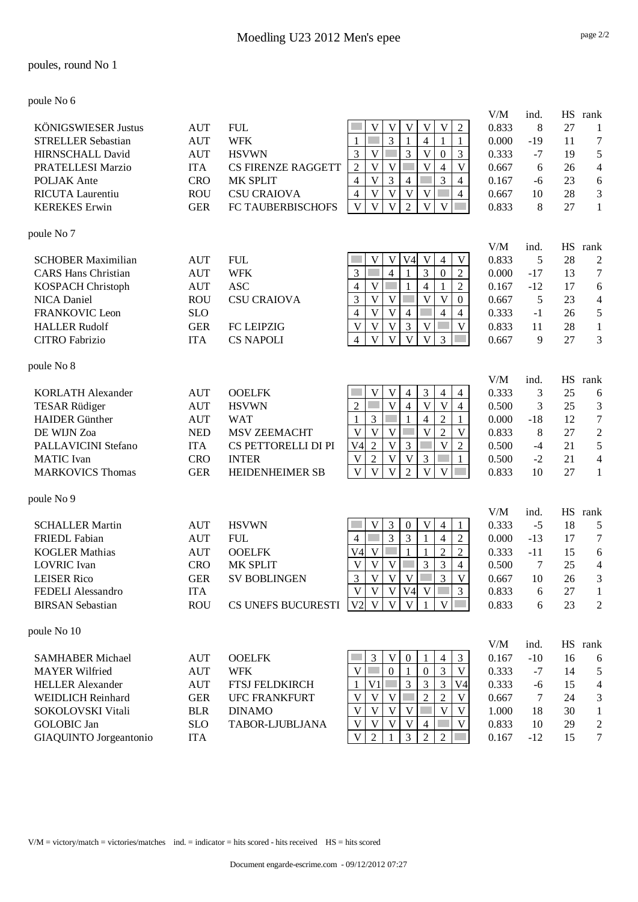# Moedling U23 2012 Men's epee

## poules, round No 1

### poule No 6

| Name | Nation | Club | 1 | 2 | 3 | 4 | 5 | 6 | 7 | V/M | ind. | HS | rank |
|---|---|---|---|---|---|---|---|---|---|---|---|---|---|
| KÖNIGSWIESER Justus | AUT | FUL | | V | V | V | V | V | 2 | 0.833 | 8 | 27 | 1 |
| STRELLER Sebastian | AUT | WFK | 1 | | 3 | 1 | 4 | 1 | 1 | 0.000 | -19 | 11 | 7 |
| HIRNSCHALL David | AUT | HSVWN | 3 | V | | 3 | V | 0 | 3 | 0.333 | -7 | 19 | 5 |
| PRATELLESI Marzio | ITA | CS FIRENZE RAGGETT | 2 | V | V | | V | 4 | V | 0.667 | 6 | 26 | 4 |
| POLJAK Ante | CRO | MK SPLIT | 4 | V | 3 | 4 | | 3 | 4 | 0.167 | -6 | 23 | 6 |
| RICUTA Laurentiu | ROU | CSU CRAIOVA | 4 | V | V | V | V | | 4 | 0.667 | 10 | 28 | 3 |
| KEREKES Erwin | GER | FC TAUBERBISCHOFS | V | V | V | 2 | V | V | | 0.833 | 8 | 27 | 1 |

### poule No 7

| Name | Nation | Club | 1 | 2 | 3 | 4 | 5 | 6 | 7 | V/M | ind. | HS | rank |
|---|---|---|---|---|---|---|---|---|---|---|---|---|---|
| SCHOBER Maximilian | AUT | FUL | | V | V | V4 | V | 4 | V | 0.833 | 5 | 28 | 2 |
| CARS Hans Christian | AUT | WFK | 3 | | 4 | 1 | 3 | 0 | 2 | 0.000 | -17 | 13 | 7 |
| KOSPACH Christoph | AUT | ASC | 4 | V | | 1 | 4 | 1 | 2 | 0.167 | -12 | 17 | 6 |
| NICA Daniel | ROU | CSU CRAIOVA | 3 | V | V | | V | V | 0 | 0.667 | 5 | 23 | 4 |
| FRANKOVIC Leon | SLO | | 4 | V | V | 4 | | 4 | 4 | 0.333 | -1 | 26 | 5 |
| HALLER Rudolf | GER | FC LEIPZIG | V | V | V | 3 | V | | V | 0.833 | 11 | 28 | 1 |
| CITRO Fabrizio | ITA | CS NAPOLI | 4 | V | V | V | V | 3 | | 0.667 | 9 | 27 | 3 |

### poule No 8

| Name | Nation | Club | 1 | 2 | 3 | 4 | 5 | 6 | 7 | V/M | ind. | HS | rank |
|---|---|---|---|---|---|---|---|---|---|---|---|---|---|
| KORLATH Alexander | AUT | OOELFK | | V | V | 4 | 3 | 4 | 4 | 0.333 | 3 | 25 | 6 |
| TESAR Rüdiger | AUT | HSVWN | 2 | | V | 4 | V | V | 4 | 0.500 | 3 | 25 | 3 |
| HAIDER Günther | AUT | WAT | 1 | 3 | | 1 | 4 | 2 | 1 | 0.000 | -18 | 12 | 7 |
| DE WIJN Zoa | NED | MSV ZEEMACHT | V | V | V | | V | 2 | V | 0.833 | 8 | 27 | 2 |
| PALLAVICINI Stefano | ITA | CS PETTORELLI DI PI | V4 | 2 | V | 3 | | V | 2 | 0.500 | -4 | 21 | 5 |
| MATIC Ivan | CRO | INTER | V | 2 | V | V | 3 | | 1 | 0.500 | -2 | 21 | 4 |
| MARKOVICS Thomas | GER | HEIDENHEIMER SB | V | V | V | 2 | V | V | | 0.833 | 10 | 27 | 1 |

### poule No 9

| Name | Nation | Club | 1 | 2 | 3 | 4 | 5 | 6 | 7 | V/M | ind. | HS | rank |
|---|---|---|---|---|---|---|---|---|---|---|---|---|---|
| SCHALLER Martin | AUT | HSVWN | | V | 3 | 0 | V | 4 | 1 | 0.333 | -5 | 18 | 5 |
| FRIEDL Fabian | AUT | FUL | 4 | | 3 | 3 | 1 | 4 | 2 | 0.000 | -13 | 17 | 7 |
| KOGLER Mathias | AUT | OOELFK | V4 | V | | 1 | 1 | 2 | 2 | 0.333 | -11 | 15 | 6 |
| LOVRIC Ivan | CRO | MK SPLIT | V | V | V | | 3 | 3 | 4 | 0.500 | 7 | 25 | 4 |
| LEISER Rico | GER | SV BOBLINGEN | 3 | V | V | V | | 3 | V | 0.667 | 10 | 26 | 3 |
| FEDELI Alessandro | ITA | | V | V | V | V4 | V | | 3 | 0.833 | 6 | 27 | 1 |
| BIRSAN Sebastian | ROU | CS UNEFS BUCURESTI | V2 | V | V | V | 1 | V | | 0.833 | 6 | 23 | 2 |

### poule No 10

| Name | Nation | Club | 1 | 2 | 3 | 4 | 5 | 6 | 7 | V/M | ind. | HS | rank |
|---|---|---|---|---|---|---|---|---|---|---|---|---|---|
| SAMHABER Michael | AUT | OOELFK | | 3 | V | 0 | 1 | 4 | 3 | 0.167 | -10 | 16 | 6 |
| MAYER Wilfried | AUT | WFK | V | | 0 | 1 | 0 | 3 | V | 0.333 | -7 | 14 | 5 |
| HELLER Alexander | AUT | FTSJ FELDKIRCH | 1 | V1 | | 3 | 3 | 3 | V4 | 0.333 | -6 | 15 | 4 |
| WEIDLICH Reinhard | GER | UFC FRANKFURT | V | V | V | | 2 | 2 | V | 0.667 | 7 | 24 | 3 |
| SOKOLOVSKI Vitali | BLR | DINAMO | V | V | V | V | | V | V | 1.000 | 18 | 30 | 1 |
| GOLOBIC Jan | SLO | TABOR-LJUBLJANA | V | V | V | V | 4 | | V | 0.833 | 10 | 29 | 2 |
| GIAQUINTO Jorgeantonio | ITA | | V | 2 | 1 | 3 | 2 | 2 | | 0.167 | -12 | 15 | 7 |

V/M = victory/match = victories/matches ind. = indicator = hits scored - hits received HS = hits scored

Document engarde-escrime.com - 09/12/2012 07:27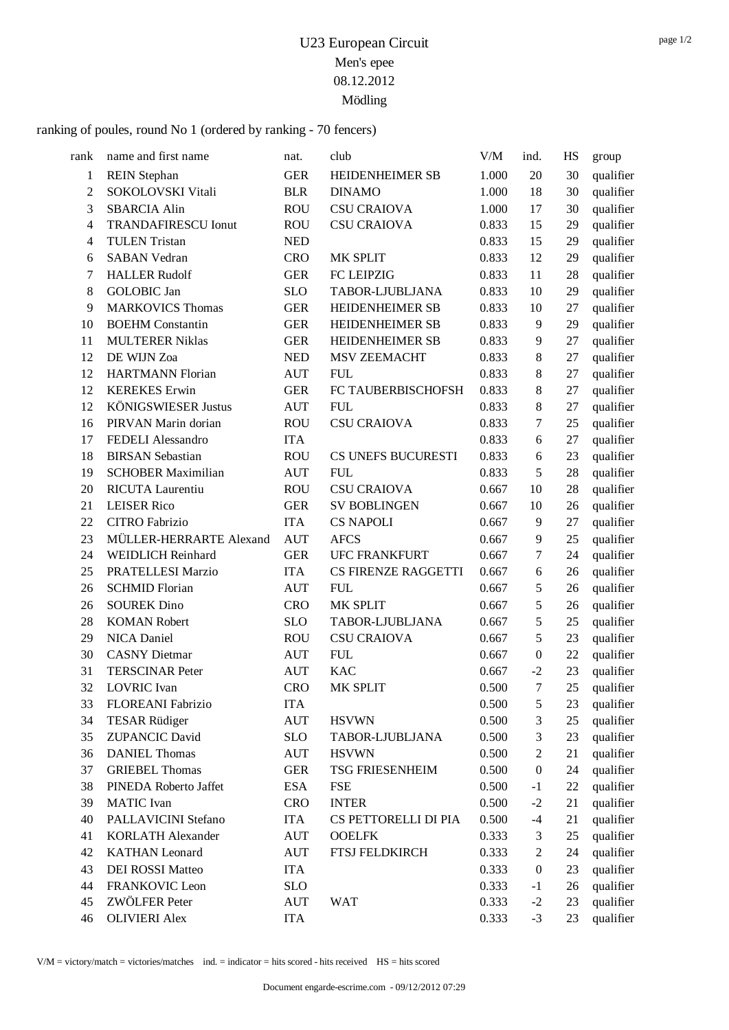# U23 European Circuit

## Men's epee

## 08.12.2012

## Mödling

ranking of poules, round No 1 (ordered by ranking - 70 fencers)

| rank | name and first name | nat. | club | V/M | ind. | HS | group |
|---|---|---|---|---|---|---|---|
| 1 | REIN Stephan | GER | HEIDENHEIMER SB | 1.000 | 20 | 30 | qualifier |
| 2 | SOKOLOVSKI Vitali | BLR | DINAMO | 1.000 | 18 | 30 | qualifier |
| 3 | SBARCIA Alin | ROU | CSU CRAIOVA | 1.000 | 17 | 30 | qualifier |
| 4 | TRANDAFIRESCU Ionut | ROU | CSU CRAIOVA | 0.833 | 15 | 29 | qualifier |
| 4 | TULEN Tristan | NED | | 0.833 | 15 | 29 | qualifier |
| 6 | SABAN Vedran | CRO | MK SPLIT | 0.833 | 12 | 29 | qualifier |
| 7 | HALLER Rudolf | GER | FC LEIPZIG | 0.833 | 11 | 28 | qualifier |
| 8 | GOLOBIC Jan | SLO | TABOR-LJUBLJANA | 0.833 | 10 | 29 | qualifier |
| 9 | MARKOVICS Thomas | GER | HEIDENHEIMER SB | 0.833 | 10 | 27 | qualifier |
| 10 | BOEHM Constantin | GER | HEIDENHEIMER SB | 0.833 | 9 | 29 | qualifier |
| 11 | MULTERER Niklas | GER | HEIDENHEIMER SB | 0.833 | 9 | 27 | qualifier |
| 12 | DE WIJN Zoa | NED | MSV ZEEMACHT | 0.833 | 8 | 27 | qualifier |
| 12 | HARTMANN Florian | AUT | FUL | 0.833 | 8 | 27 | qualifier |
| 12 | KEREKES Erwin | GER | FC TAUBERBISCHOFSH | 0.833 | 8 | 27 | qualifier |
| 12 | KÖNIGSWIESER Justus | AUT | FUL | 0.833 | 8 | 27 | qualifier |
| 16 | PIRVAN Marin dorian | ROU | CSU CRAIOVA | 0.833 | 7 | 25 | qualifier |
| 17 | FEDELI Alessandro | ITA | | 0.833 | 6 | 27 | qualifier |
| 18 | BIRSAN Sebastian | ROU | CS UNEFS BUCURESTI | 0.833 | 6 | 23 | qualifier |
| 19 | SCHOBER Maximilian | AUT | FUL | 0.833 | 5 | 28 | qualifier |
| 20 | RICUTA Laurentiu | ROU | CSU CRAIOVA | 0.667 | 10 | 28 | qualifier |
| 21 | LEISER Rico | GER | SV BOBLINGEN | 0.667 | 10 | 26 | qualifier |
| 22 | CITRO Fabrizio | ITA | CS NAPOLI | 0.667 | 9 | 27 | qualifier |
| 23 | MÜLLER-HERRARTE Alexand | AUT | AFCS | 0.667 | 9 | 25 | qualifier |
| 24 | WEIDLICH Reinhard | GER | UFC FRANKFURT | 0.667 | 7 | 24 | qualifier |
| 25 | PRATELLESI Marzio | ITA | CS FIRENZE RAGGETTI | 0.667 | 6 | 26 | qualifier |
| 26 | SCHMID Florian | AUT | FUL | 0.667 | 5 | 26 | qualifier |
| 26 | SOUREK Dino | CRO | MK SPLIT | 0.667 | 5 | 26 | qualifier |
| 28 | KOMAN Robert | SLO | TABOR-LJUBLJANA | 0.667 | 5 | 25 | qualifier |
| 29 | NICA Daniel | ROU | CSU CRAIOVA | 0.667 | 5 | 23 | qualifier |
| 30 | CASNY Dietmar | AUT | FUL | 0.667 | 0 | 22 | qualifier |
| 31 | TERSCINAR Peter | AUT | KAC | 0.667 | -2 | 23 | qualifier |
| 32 | LOVRIC Ivan | CRO | MK SPLIT | 0.500 | 7 | 25 | qualifier |
| 33 | FLOREANI Fabrizio | ITA | | 0.500 | 5 | 23 | qualifier |
| 34 | TESAR Rüdiger | AUT | HSVWN | 0.500 | 3 | 25 | qualifier |
| 35 | ZUPANCIC David | SLO | TABOR-LJUBLJANA | 0.500 | 3 | 23 | qualifier |
| 36 | DANIEL Thomas | AUT | HSVWN | 0.500 | 2 | 21 | qualifier |
| 37 | GRIEBEL Thomas | GER | TSG FRIESENHEIM | 0.500 | 0 | 24 | qualifier |
| 38 | PINEDA Roberto Jaffet | ESA | FSE | 0.500 | -1 | 22 | qualifier |
| 39 | MATIC Ivan | CRO | INTER | 0.500 | -2 | 21 | qualifier |
| 40 | PALLAVICINI Stefano | ITA | CS PETTORELLI DI PIA | 0.500 | -4 | 21 | qualifier |
| 41 | KORLATH Alexander | AUT | OOELFK | 0.333 | 3 | 25 | qualifier |
| 42 | KATHAN Leonard | AUT | FTSJ FELDKIRCH | 0.333 | 2 | 24 | qualifier |
| 43 | DEI ROSSI Matteo | ITA | | 0.333 | 0 | 23 | qualifier |
| 44 | FRANKOVIC Leon | SLO | | 0.333 | -1 | 26 | qualifier |
| 45 | ZWÖLFER Peter | AUT | WAT | 0.333 | -2 | 23 | qualifier |
| 46 | OLIVIERI Alex | ITA | | 0.333 | -3 | 23 | qualifier |

V/M = victory/match = victories/matches   ind. = indicator = hits scored - hits received   HS = hits scored

Document engarde-escrime.com - 09/12/2012 07:29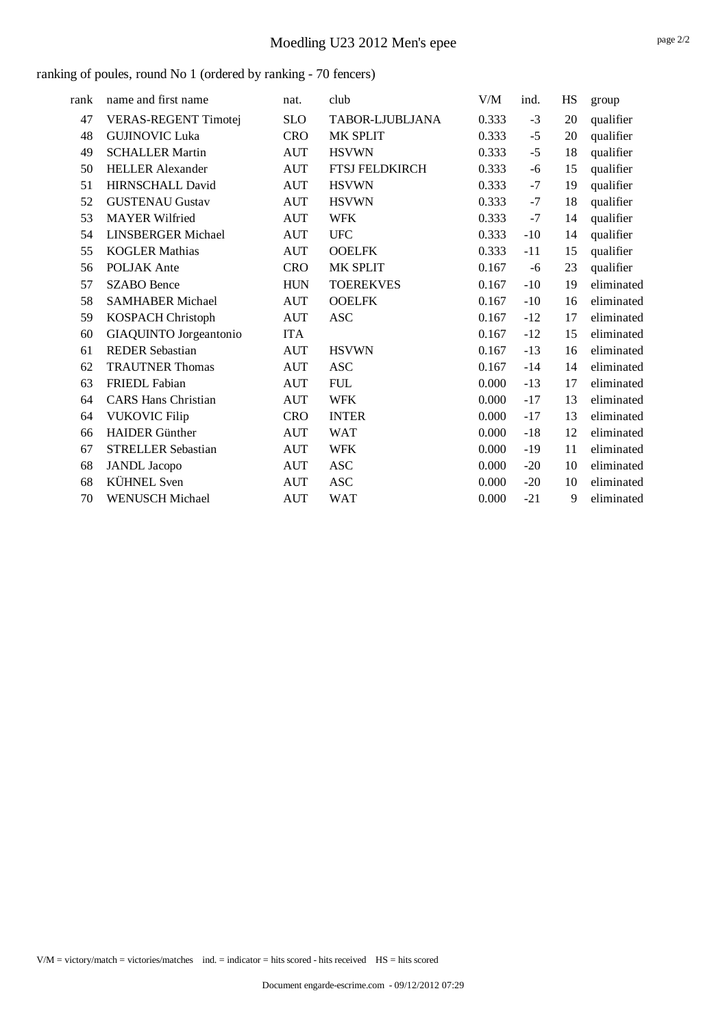# Moedling U23 2012 Men's epee

ranking of poules, round No 1 (ordered by ranking - 70 fencers)

| rank | name and first name | nat. | club | V/M | ind. | HS | group |
|---|---|---|---|---|---|---|---|
| 47 | VERAS-REGENT Timotej | SLO | TABOR-LJUBLJANA | 0.333 | -3 | 20 | qualifier |
| 48 | GUJINOVIC Luka | CRO | MK SPLIT | 0.333 | -5 | 20 | qualifier |
| 49 | SCHALLER Martin | AUT | HSVWN | 0.333 | -5 | 18 | qualifier |
| 50 | HELLER Alexander | AUT | FTSJ FELDKIRCH | 0.333 | -6 | 15 | qualifier |
| 51 | HIRNSCHALL David | AUT | HSVWN | 0.333 | -7 | 19 | qualifier |
| 52 | GUSTENAU Gustav | AUT | HSVWN | 0.333 | -7 | 18 | qualifier |
| 53 | MAYER Wilfried | AUT | WFK | 0.333 | -7 | 14 | qualifier |
| 54 | LINSBERGER Michael | AUT | UFC | 0.333 | -10 | 14 | qualifier |
| 55 | KOGLER Mathias | AUT | OOELFK | 0.333 | -11 | 15 | qualifier |
| 56 | POLJAK Ante | CRO | MK SPLIT | 0.167 | -6 | 23 | qualifier |
| 57 | SZABO Bence | HUN | TOEREKVES | 0.167 | -10 | 19 | eliminated |
| 58 | SAMHABER Michael | AUT | OOELFK | 0.167 | -10 | 16 | eliminated |
| 59 | KOSPACH Christoph | AUT | ASC | 0.167 | -12 | 17 | eliminated |
| 60 | GIAQUINTO Jorgeantonio | ITA | | 0.167 | -12 | 15 | eliminated |
| 61 | REDER Sebastian | AUT | HSVWN | 0.167 | -13 | 16 | eliminated |
| 62 | TRAUTNER Thomas | AUT | ASC | 0.167 | -14 | 14 | eliminated |
| 63 | FRIEDL Fabian | AUT | FUL | 0.000 | -13 | 17 | eliminated |
| 64 | CARS Hans Christian | AUT | WFK | 0.000 | -17 | 13 | eliminated |
| 64 | VUKOVIC Filip | CRO | INTER | 0.000 | -17 | 13 | eliminated |
| 66 | HAIDER Günther | AUT | WAT | 0.000 | -18 | 12 | eliminated |
| 67 | STRELLER Sebastian | AUT | WFK | 0.000 | -19 | 11 | eliminated |
| 68 | JANDL Jacopo | AUT | ASC | 0.000 | -20 | 10 | eliminated |
| 68 | KÜHNEL Sven | AUT | ASC | 0.000 | -20 | 10 | eliminated |
| 70 | WENUSCH Michael | AUT | WAT | 0.000 | -21 | 9 | eliminated |

V/M = victory/match = victories/matches    ind. = indicator = hits scored - hits received    HS = hits scored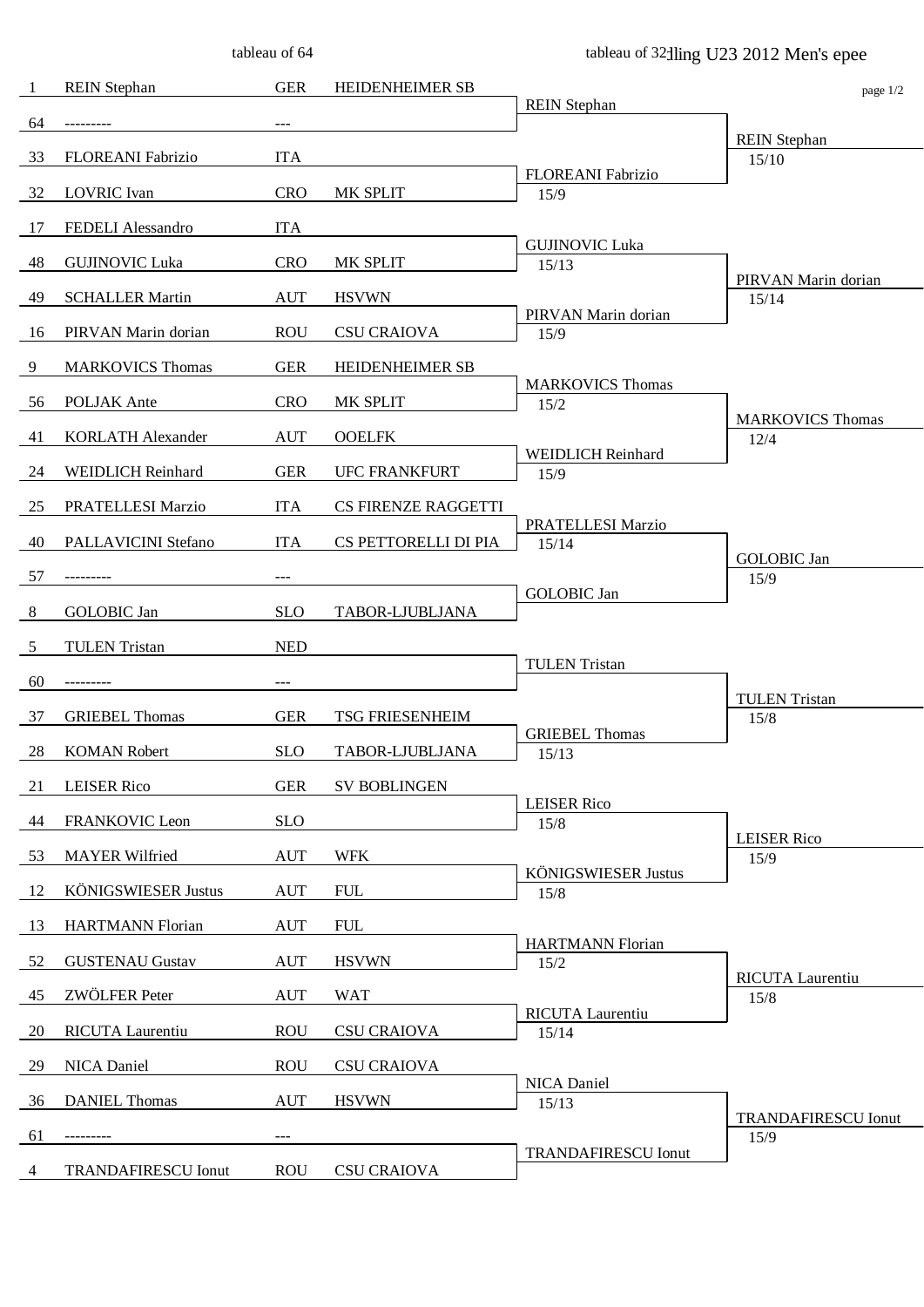# tableau of 32 ...lling U23 2012 Men's epee

tableau of 64

| Seed | Name | Nat | Club | Tableau of 32 | Score | Tableau of 16 | Score |
|---|---|---|---|---|---|---|---|
| 1 | REIN Stephan | GER | HEIDENHEIMER SB | REIN Stephan | | REIN Stephan | 15/10 |
| 64 | --------- | --- | | | | | |
| 33 | FLOREANI Fabrizio | ITA | | FLOREANI Fabrizio | 15/9 | | |
| 32 | LOVRIC Ivan | CRO | MK SPLIT | | | | |
| 17 | FEDELI Alessandro | ITA | | GUJINOVIC Luka | 15/13 | PIRVAN Marin dorian | 15/14 |
| 48 | GUJINOVIC Luka | CRO | MK SPLIT | | | | |
| 49 | SCHALLER Martin | AUT | HSVWN | PIRVAN Marin dorian | 15/9 | | |
| 16 | PIRVAN Marin dorian | ROU | CSU CRAIOVA | | | | |
| 9 | MARKOVICS Thomas | GER | HEIDENHEIMER SB | MARKOVICS Thomas | 15/2 | MARKOVICS Thomas | 12/4 |
| 56 | POLJAK Ante | CRO | MK SPLIT | | | | |
| 41 | KORLATH Alexander | AUT | OOELFK | WEIDLICH Reinhard | 15/9 | | |
| 24 | WEIDLICH Reinhard | GER | UFC FRANKFURT | | | | |
| 25 | PRATELLESI Marzio | ITA | CS FIRENZE RAGGETTI | PRATELLESI Marzio | 15/14 | GOLOBIC Jan | 15/9 |
| 40 | PALLAVICINI Stefano | ITA | CS PETTORELLI DI PIA | | | | |
| 57 | --------- | --- | | GOLOBIC Jan | | | |
| 8 | GOLOBIC Jan | SLO | TABOR-LJUBLJANA | | | | |
| 5 | TULEN Tristan | NED | | TULEN Tristan | | TULEN Tristan | 15/8 |
| 60 | --------- | --- | | | | | |
| 37 | GRIEBEL Thomas | GER | TSG FRIESENHEIM | GRIEBEL Thomas | 15/13 | | |
| 28 | KOMAN Robert | SLO | TABOR-LJUBLJANA | | | | |
| 21 | LEISER Rico | GER | SV BOBLINGEN | LEISER Rico | 15/8 | LEISER Rico | 15/9 |
| 44 | FRANKOVIC Leon | SLO | | | | | |
| 53 | MAYER Wilfried | AUT | WFK | KÖNIGSWIESER Justus | 15/8 | | |
| 12 | KÖNIGSWIESER Justus | AUT | FUL | | | | |
| 13 | HARTMANN Florian | AUT | FUL | HARTMANN Florian | 15/2 | RICUTA Laurentiu | 15/8 |
| 52 | GUSTENAU Gustav | AUT | HSVWN | | | | |
| 45 | ZWÖLFER Peter | AUT | WAT | RICUTA Laurentiu | 15/14 | | |
| 20 | RICUTA Laurentiu | ROU | CSU CRAIOVA | | | | |
| 29 | NICA Daniel | ROU | CSU CRAIOVA | NICA Daniel | 15/13 | TRANDAFIRESCU Ionut | 15/9 |
| 36 | DANIEL Thomas | AUT | HSVWN | | | | |
| 61 | --------- | --- | | TRANDAFIRESCU Ionut | | | |
| 4 | TRANDAFIRESCU Ionut | ROU | CSU CRAIOVA | | | | |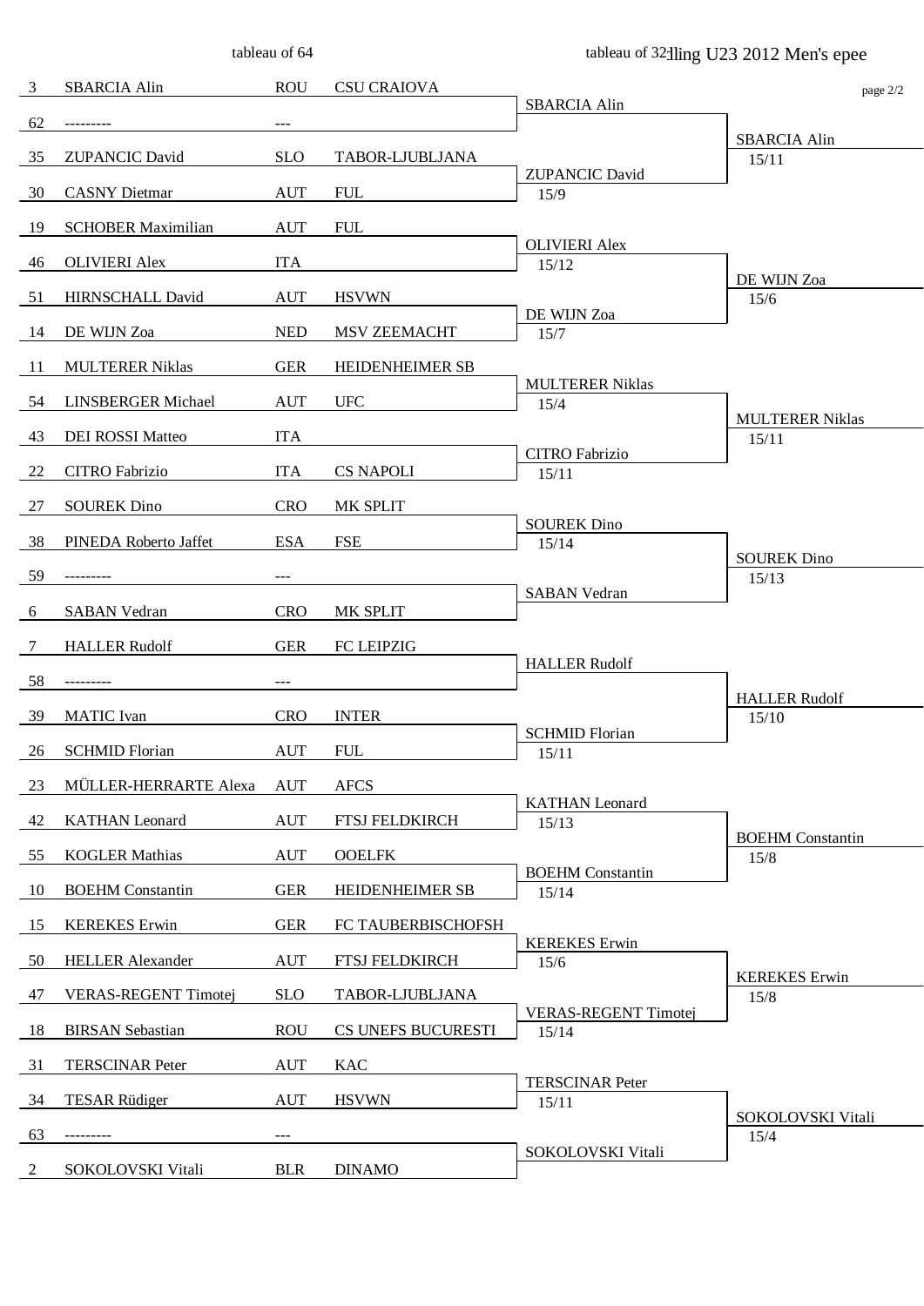tableau of 64 | tableau of 32 | ...lling U23 2012 Men's epee

| Seed | Name | Nation | Club | Tableau of 32 | Tableau of 16 |
|---|---|---|---|---|---|
| 3 | SBARCIA Alin | ROU | CSU CRAIOVA | SBARCIA Alin | SBARCIA Alin 15/11 |
| 62 | --------- | --- | | | |
| 35 | ZUPANCIC David | SLO | TABOR-LJUBLJANA | ZUPANCIC David 15/9 | |
| 30 | CASNY Dietmar | AUT | FUL | | |
| 19 | SCHOBER Maximilian | AUT | FUL | OLIVIERI Alex 15/12 | DE WIJN Zoa 15/6 |
| 46 | OLIVIERI Alex | ITA | | | |
| 51 | HIRNSCHALL David | AUT | HSVWN | DE WIJN Zoa 15/7 | |
| 14 | DE WIJN Zoa | NED | MSV ZEEMACHT | | |
| 11 | MULTERER Niklas | GER | HEIDENHEIMER SB | MULTERER Niklas 15/4 | MULTERER Niklas 15/11 |
| 54 | LINSBERGER Michael | AUT | UFC | | |
| 43 | DEI ROSSI Matteo | ITA | | CITRO Fabrizio 15/11 | |
| 22 | CITRO Fabrizio | ITA | CS NAPOLI | | |
| 27 | SOUREK Dino | CRO | MK SPLIT | SOUREK Dino 15/14 | SOUREK Dino 15/13 |
| 38 | PINEDA Roberto Jaffet | ESA | FSE | | |
| 59 | --------- | --- | | SABAN Vedran | |
| 6 | SABAN Vedran | CRO | MK SPLIT | | |
| 7 | HALLER Rudolf | GER | FC LEIPZIG | HALLER Rudolf | HALLER Rudolf 15/10 |
| 58 | --------- | --- | | | |
| 39 | MATIC Ivan | CRO | INTER | SCHMID Florian 15/11 | |
| 26 | SCHMID Florian | AUT | FUL | | |
| 23 | MÜLLER-HERRARTE Alexa | AUT | AFCS | KATHAN Leonard 15/13 | BOEHM Constantin 15/8 |
| 42 | KATHAN Leonard | AUT | FTSJ FELDKIRCH | | |
| 55 | KOGLER Mathias | AUT | OOELFK | BOEHM Constantin 15/14 | |
| 10 | BOEHM Constantin | GER | HEIDENHEIMER SB | | |
| 15 | KEREKES Erwin | GER | FC TAUBERBISCHOFSH | KEREKES Erwin 15/6 | KEREKES Erwin 15/8 |
| 50 | HELLER Alexander | AUT | FTSJ FELDKIRCH | | |
| 47 | VERAS-REGENT Timotej | SLO | TABOR-LJUBLJANA | VERAS-REGENT Timotej 15/14 | |
| 18 | BIRSAN Sebastian | ROU | CS UNEFS BUCURESTI | | |
| 31 | TERSCINAR Peter | AUT | KAC | TERSCINAR Peter 15/11 | SOKOLOVSKI Vitali 15/4 |
| 34 | TESAR Rüdiger | AUT | HSVWN | | |
| 63 | --------- | --- | | SOKOLOVSKI Vitali | |
| 2 | SOKOLOVSKI Vitali | BLR | DINAMO | | |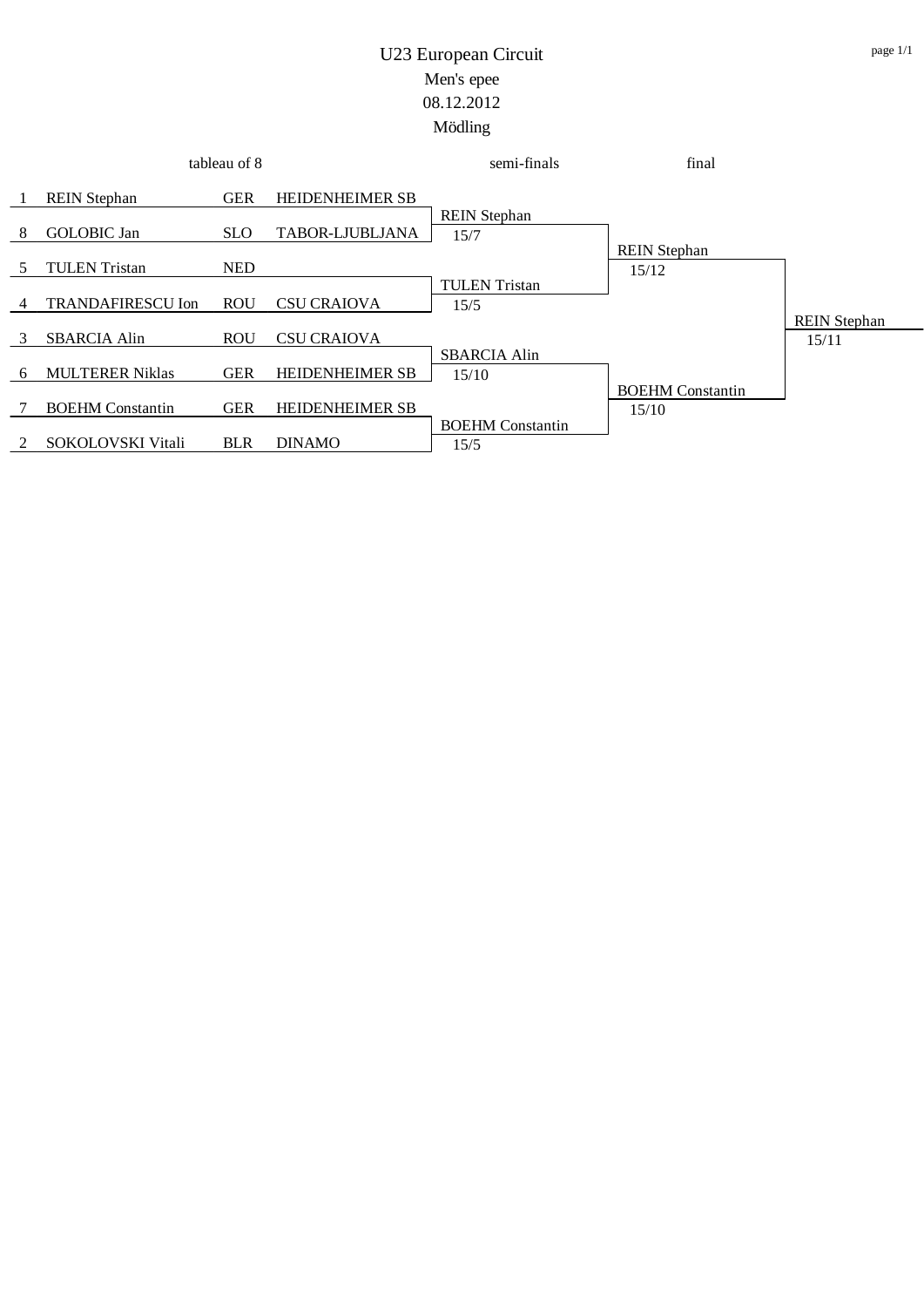# U23 European Circuit

## Men's epee

## 08.12.2012

## Mödling

### tableau of 8

| Seed | Name | Nation | Club |
|---|---|---|---|
| 1 | REIN Stephan | GER | HEIDENHEIMER SB |
| 8 | GOLOBIC Jan | SLO | TABOR-LJUBLJANA |
| 5 | TULEN Tristan | NED | |
| 4 | TRANDAFIRESCU Ion | ROU | CSU CRAIOVA |
| 3 | SBARCIA Alin | ROU | CSU CRAIOVA |
| 6 | MULTERER Niklas | GER | HEIDENHEIMER SB |
| 7 | BOEHM Constantin | GER | HEIDENHEIMER SB |
| 2 | SOKOLOVSKI Vitali | BLR | DINAMO |

### semi-finals

| Winner | Score |
|---|---|
| REIN Stephan | 15/7 |
| TULEN Tristan | 15/5 |
| SBARCIA Alin | 15/10 |
| BOEHM Constantin | 15/5 |

### final

| Winner | Score |
|---|---|
| REIN Stephan | 15/12 |
| BOEHM Constantin | 15/10 |

### Winner

| Winner | Score |
|---|---|
| REIN Stephan | 15/11 |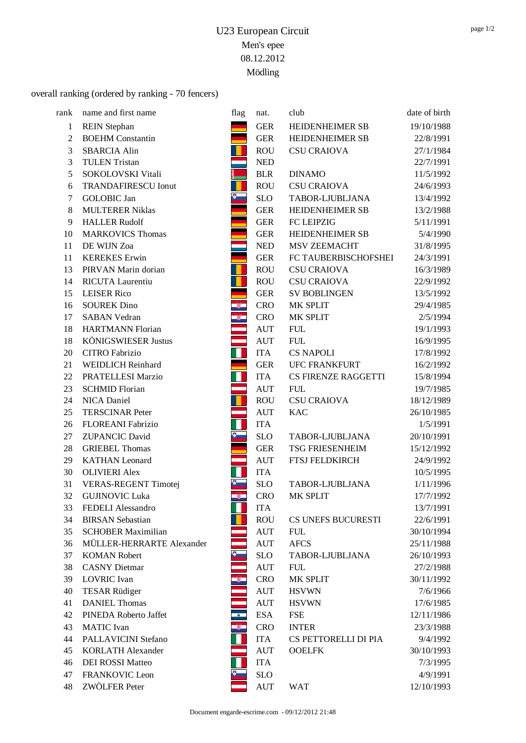# U23 European Circuit

Men's epee

08.12.2012

Mödling

overall ranking (ordered by ranking - 70 fencers)

| rank | name and first name | flag | nat. | club | date of birth |
|---|---|---|---|---|---|
| 1 | REIN Stephan | | GER | HEIDENHEIMER SB | 19/10/1988 |
| 2 | BOEHM Constantin | | GER | HEIDENHEIMER SB | 22/8/1991 |
| 3 | SBARCIA Alin | | ROU | CSU CRAIOVA | 27/1/1984 |
| 3 | TULEN Tristan | | NED | | 22/7/1991 |
| 5 | SOKOLOVSKI Vitali | | BLR | DINAMO | 11/5/1992 |
| 6 | TRANDAFIRESCU Ionut | | ROU | CSU CRAIOVA | 24/6/1993 |
| 7 | GOLOBIC Jan | | SLO | TABOR-LJUBLJANA | 13/4/1992 |
| 8 | MULTERER Niklas | | GER | HEIDENHEIMER SB | 13/2/1988 |
| 9 | HALLER Rudolf | | GER | FC LEIPZIG | 5/11/1991 |
| 10 | MARKOVICS Thomas | | GER | HEIDENHEIMER SB | 5/4/1990 |
| 11 | DE WIJN Zoa | | NED | MSV ZEEMACHT | 31/8/1995 |
| 11 | KEREKES Erwin | | GER | FC TAUBERBISCHOFSHEI | 24/3/1991 |
| 13 | PIRVAN Marin dorian | | ROU | CSU CRAIOVA | 16/3/1989 |
| 14 | RICUTA Laurentiu | | ROU | CSU CRAIOVA | 22/9/1992 |
| 15 | LEISER Rico | | GER | SV BOBLINGEN | 13/5/1992 |
| 16 | SOUREK Dino | | CRO | MK SPLIT | 29/4/1985 |
| 17 | SABAN Vedran | | CRO | MK SPLIT | 2/5/1994 |
| 18 | HARTMANN Florian | | AUT | FUL | 19/1/1993 |
| 18 | KÖNIGSWIESER Justus | | AUT | FUL | 16/9/1995 |
| 20 | CITRO Fabrizio | | ITA | CS NAPOLI | 17/8/1992 |
| 21 | WEIDLICH Reinhard | | GER | UFC FRANKFURT | 16/2/1992 |
| 22 | PRATELLESI Marzio | | ITA | CS FIRENZE RAGGETTI | 15/8/1994 |
| 23 | SCHMID Florian | | AUT | FUL | 19/7/1985 |
| 24 | NICA Daniel | | ROU | CSU CRAIOVA | 18/12/1989 |
| 25 | TERSCINAR Peter | | AUT | KAC | 26/10/1985 |
| 26 | FLOREANI Fabrizio | | ITA | | 1/5/1991 |
| 27 | ZUPANCIC David | | SLO | TABOR-LJUBLJANA | 20/10/1991 |
| 28 | GRIEBEL Thomas | | GER | TSG FRIESENHEIM | 15/12/1992 |
| 29 | KATHAN Leonard | | AUT | FTSJ FELDKIRCH | 24/9/1992 |
| 30 | OLIVIERI Alex | | ITA | | 10/5/1995 |
| 31 | VERAS-REGENT Timotej | | SLO | TABOR-LJUBLJANA | 1/11/1996 |
| 32 | GUJINOVIC Luka | | CRO | MK SPLIT | 17/7/1992 |
| 33 | FEDELI Alessandro | | ITA | | 13/7/1991 |
| 34 | BIRSAN Sebastian | | ROU | CS UNEFS BUCURESTI | 22/6/1991 |
| 35 | SCHOBER Maximilian | | AUT | FUL | 30/10/1994 |
| 36 | MÜLLER-HERRARTE Alexander | | AUT | AFCS | 25/11/1988 |
| 37 | KOMAN Robert | | SLO | TABOR-LJUBLJANA | 26/10/1993 |
| 38 | CASNY Dietmar | | AUT | FUL | 27/2/1988 |
| 39 | LOVRIC Ivan | | CRO | MK SPLIT | 30/11/1992 |
| 40 | TESAR Rüdiger | | AUT | HSVWN | 7/6/1966 |
| 41 | DANIEL Thomas | | AUT | HSVWN | 17/6/1985 |
| 42 | PINEDA Roberto Jaffet | | ESA | FSE | 12/11/1986 |
| 43 | MATIC Ivan | | CRO | INTER | 23/3/1988 |
| 44 | PALLAVICINI Stefano | | ITA | CS PETTORELLI DI PIA | 9/4/1992 |
| 45 | KORLATH Alexander | | AUT | OOELFK | 30/10/1993 |
| 46 | DEI ROSSI Matteo | | ITA | | 7/3/1995 |
| 47 | FRANKOVIC Leon | | SLO | | 4/9/1991 |
| 48 | ZWÖLFER Peter | | AUT | WAT | 12/10/1993 |

Document engarde-escrime.com - 09/12/2012 21:48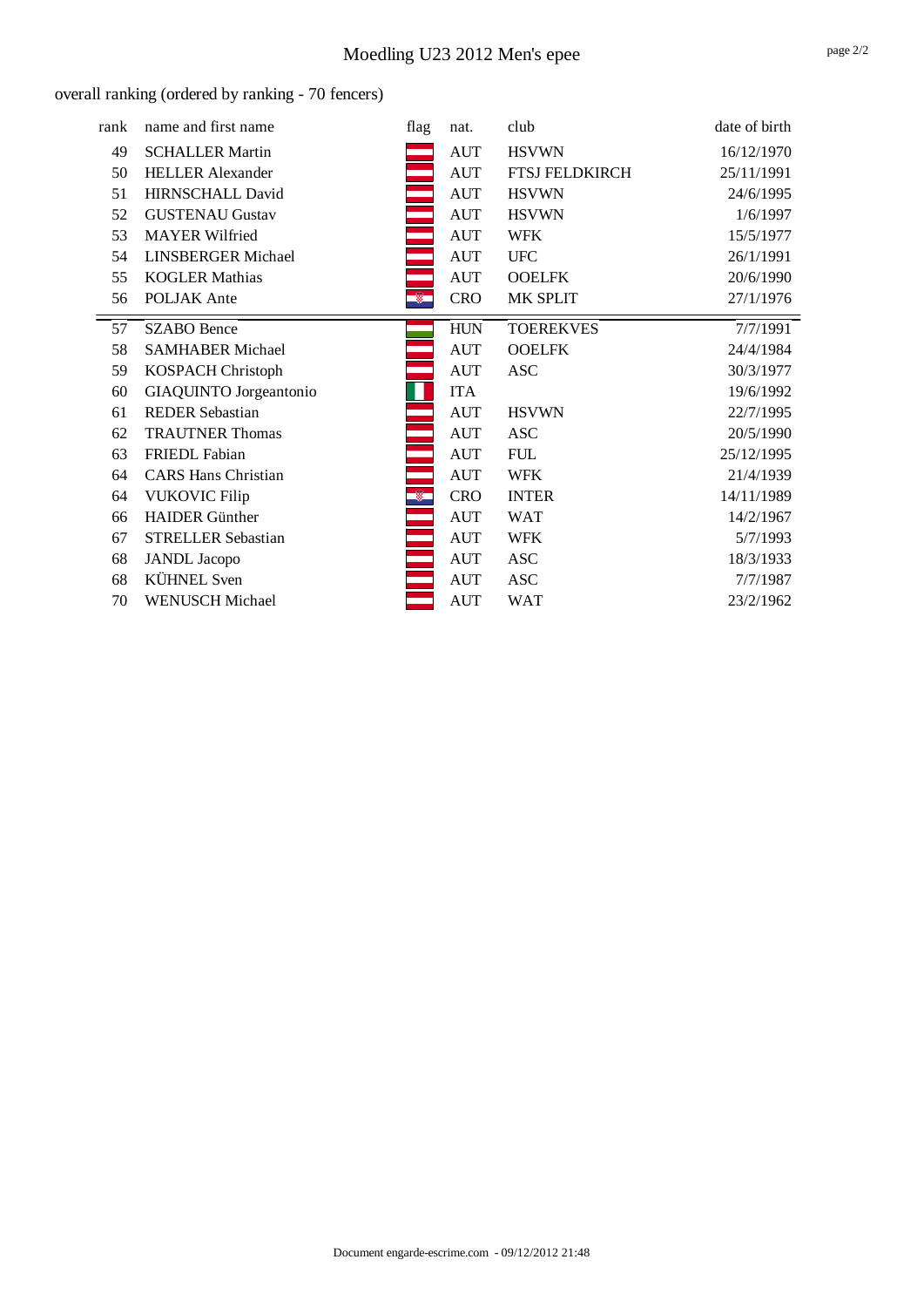# Moedling U23 2012 Men's epee

overall ranking (ordered by ranking - 70 fencers)

| rank | name and first name | flag | nat. | club | date of birth |
|---|---|---|---|---|---|
| 49 | SCHALLER Martin | | AUT | HSVWN | 16/12/1970 |
| 50 | HELLER Alexander | | AUT | FTSJ FELDKIRCH | 25/11/1991 |
| 51 | HIRNSCHALL David | | AUT | HSVWN | 24/6/1995 |
| 52 | GUSTENAU Gustav | | AUT | HSVWN | 1/6/1997 |
| 53 | MAYER Wilfried | | AUT | WFK | 15/5/1977 |
| 54 | LINSBERGER Michael | | AUT | UFC | 26/1/1991 |
| 55 | KOGLER Mathias | | AUT | OOELFK | 20/6/1990 |
| 56 | POLJAK Ante | | CRO | MK SPLIT | 27/1/1976 |
| 57 | SZABO Bence | | HUN | TOEREKVES | 7/7/1991 |
| 58 | SAMHABER Michael | | AUT | OOELFK | 24/4/1984 |
| 59 | KOSPACH Christoph | | AUT | ASC | 30/3/1977 |
| 60 | GIAQUINTO Jorgeantonio | | ITA | | 19/6/1992 |
| 61 | REDER Sebastian | | AUT | HSVWN | 22/7/1995 |
| 62 | TRAUTNER Thomas | | AUT | ASC | 20/5/1990 |
| 63 | FRIEDL Fabian | | AUT | FUL | 25/12/1995 |
| 64 | CARS Hans Christian | | AUT | WFK | 21/4/1939 |
| 64 | VUKOVIC Filip | | CRO | INTER | 14/11/1989 |
| 66 | HAIDER Günther | | AUT | WAT | 14/2/1967 |
| 67 | STRELLER Sebastian | | AUT | WFK | 5/7/1993 |
| 68 | JANDL Jacopo | | AUT | ASC | 18/3/1933 |
| 68 | KÜHNEL Sven | | AUT | ASC | 7/7/1987 |
| 70 | WENUSCH Michael | | AUT | WAT | 23/2/1962 |

Document engarde-escrime.com - 09/12/2012 21:48